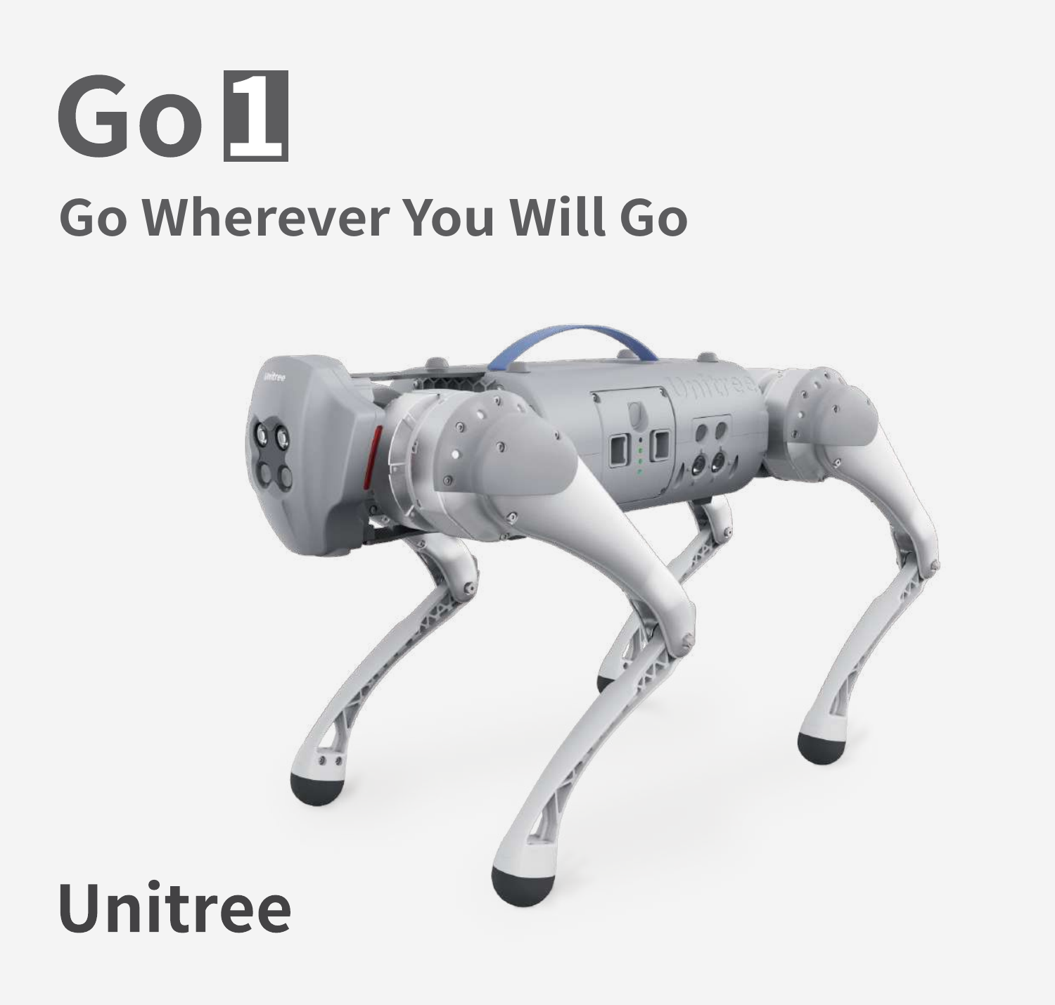# Go 1

## Go Wherever You Will Go

## Unitree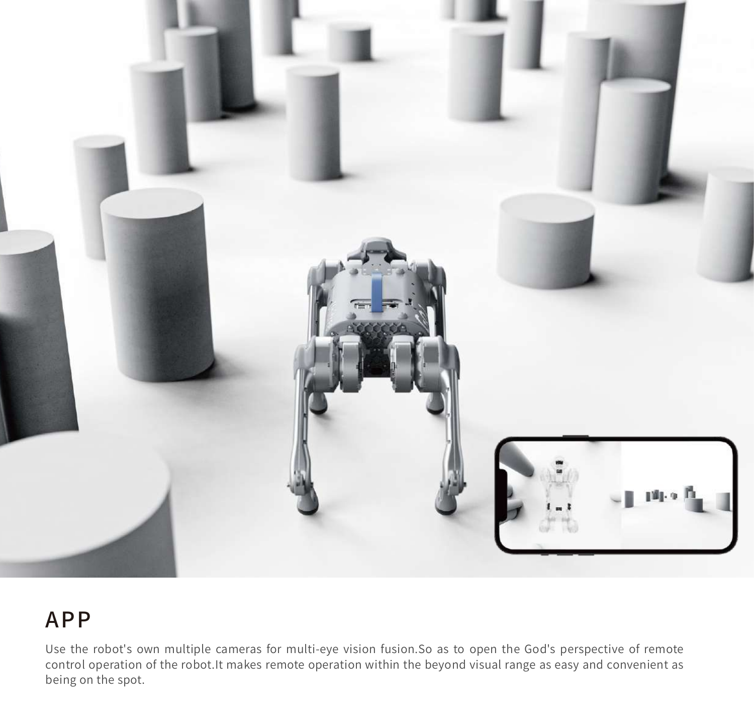## APP

Use the robot's own multiple cameras for multi-eye vision fusion.So as to open the God's perspective of remote control operation of the robot.It makes remote operation within the beyond visual range as easy and convenient as being on the spot.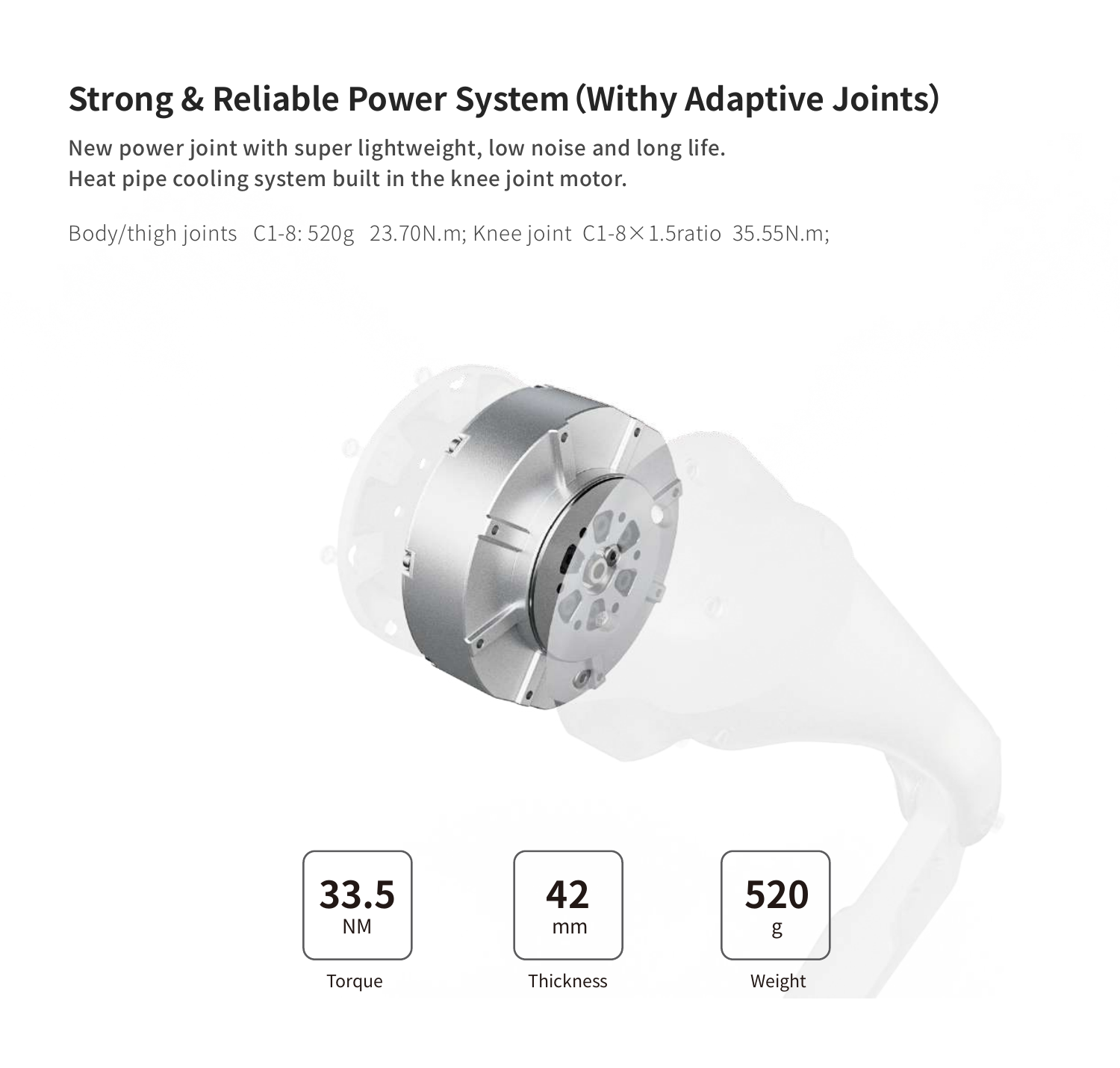## Strong & Reliable Power System (Withy Adaptive Joints)

**New power joint with super lightweight, low noise and long life.**
**Heat pipe cooling system built in the knee joint motor.**

Body/thigh joints C1-8: 520g 23.70N.m; Knee joint C1-8×1.5ratio 35.55N.m;

**33.5** NM
Torque

**42** mm
Thickness

**520** g
Weight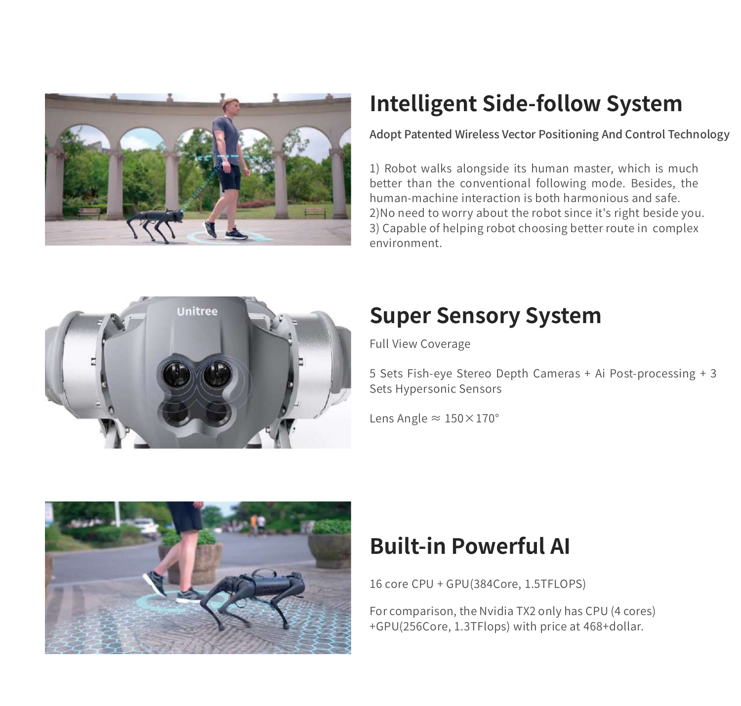## Intelligent Side-follow System

**Adopt Patented Wireless Vector Positioning And Control Technology**

1) Robot walks alongside its human master, which is much better than the conventional following mode. Besides, the human-machine interaction is both harmonious and safe.
2)No need to worry about the robot since it's right beside you.
3) Capable of helping robot choosing better route in complex environment.

## Super Sensory System

Full View Coverage

5 Sets Fish-eye Stereo Depth Cameras + Ai Post-processing + 3 Sets Hypersonic Sensors

Lens Angle ≈ 150×170°

## Built-in Powerful AI

16 core CPU + GPU(384Core, 1.5TFLOPS)

For comparison, the Nvidia TX2 only has CPU (4 cores) +GPU(256Core, 1.3TFlops) with price at 468+dollar.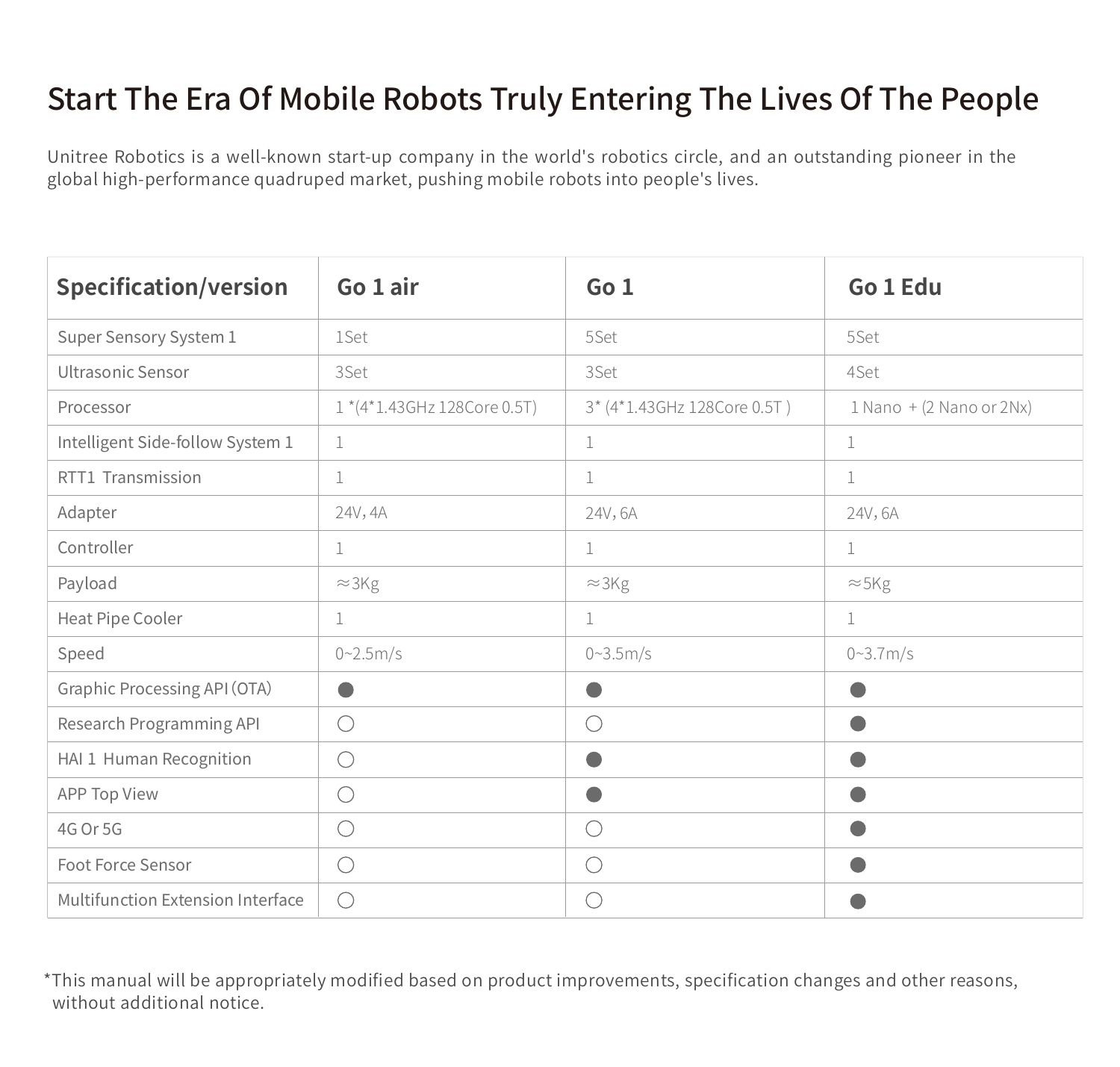# Start The Era Of Mobile Robots Truly Entering The Lives Of The People

Unitree Robotics is a well-known start-up company in the world's robotics circle, and an outstanding pioneer in the global high-performance quadruped market, pushing mobile robots into people's lives.

| Specification/version | Go 1 air | Go 1 | Go 1 Edu |
|---|---|---|---|
| Super Sensory System 1 | 1Set | 5Set | 5Set |
| Ultrasonic Sensor | 3Set | 3Set | 4Set |
| Processor | 1 *(4*1.43GHz 128Core 0.5T) | 3* (4*1.43GHz 128Core 0.5T ) | 1 Nano + (2 Nano or 2Nx) |
| Intelligent Side-follow System 1 | 1 | 1 | 1 |
| RTT1 Transmission | 1 | 1 | 1 |
| Adapter | 24V, 4A | 24V, 6A | 24V, 6A |
| Controller | 1 | 1 | 1 |
| Payload | ≈3Kg | ≈3Kg | ≈5Kg |
| Heat Pipe Cooler | 1 | 1 | 1 |
| Speed | 0~2.5m/s | 0~3.5m/s | 0~3.7m/s |
| Graphic Processing API (OTA) | ● | ● | ● |
| Research Programming API | ○ | ○ | ● |
| HAI 1 Human Recognition | ○ | ● | ● |
| APP Top View | ○ | ● | ● |
| 4G Or 5G | ○ | ○ | ● |
| Foot Force Sensor | ○ | ○ | ● |
| Multifunction Extension Interface | ○ | ○ | ● |

*This manual will be appropriately modified based on product improvements, specification changes and other reasons, without additional notice.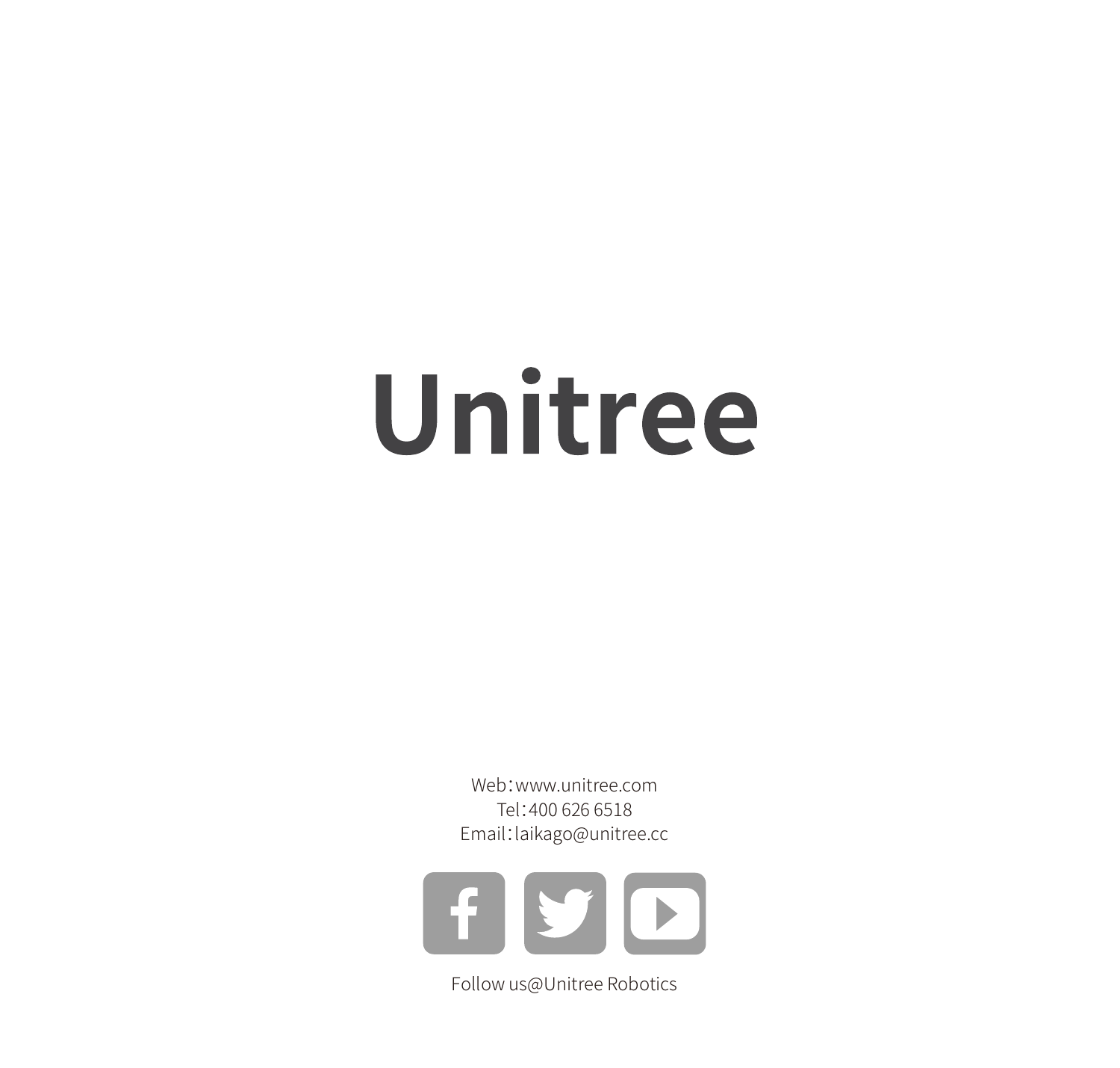# Unitree

Web：www.unitree.com
Tel：400 626 6518
Email：laikago@unitree.cc

Follow us@Unitree Robotics